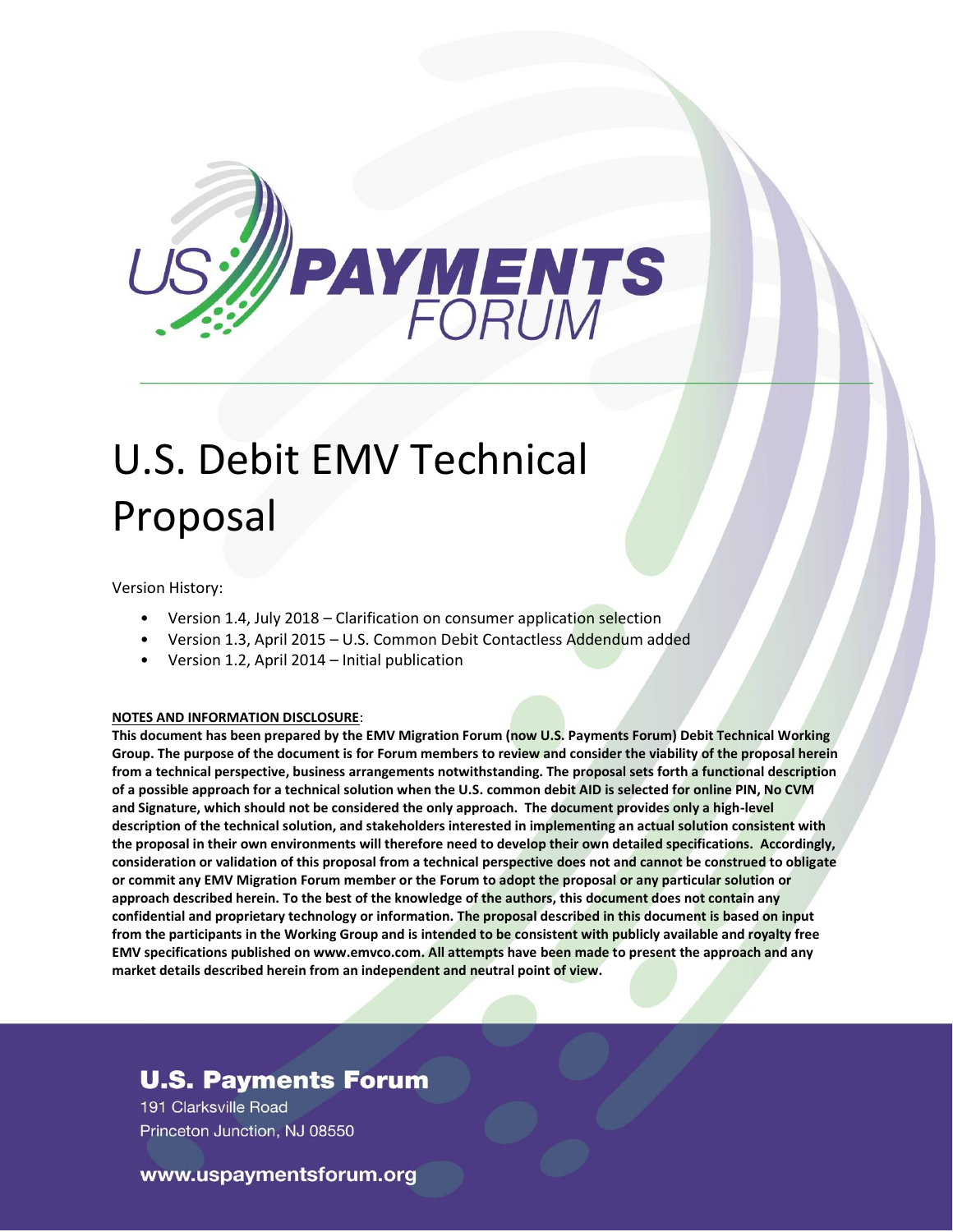# U.S. Debit EMV Technical Proposal

Version History:

- Version 1.4, July 2018 – Clarification on consumer application selection
- Version 1.3, April 2015 – U.S. Common Debit Contactless Addendum added
- Version 1.2, April 2014 – Initial publication

**NOTES AND INFORMATION DISCLOSURE**:

**This document has been prepared by the EMV Migration Forum (now U.S. Payments Forum) Debit Technical Working Group. The purpose of the document is for Forum members to review and consider the viability of the proposal herein from a technical perspective, business arrangements notwithstanding. The proposal sets forth a functional description of a possible approach for a technical solution when the U.S. common debit AID is selected for online PIN, No CVM and Signature, which should not be considered the only approach. The document provides only a high-level description of the technical solution, and stakeholders interested in implementing an actual solution consistent with the proposal in their own environments will therefore need to develop their own detailed specifications. Accordingly, consideration or validation of this proposal from a technical perspective does not and cannot be construed to obligate or commit any EMV Migration Forum member or the Forum to adopt the proposal or any particular solution or approach described herein. To the best of the knowledge of the authors, this document does not contain any confidential and proprietary technology or information. The proposal described in this document is based on input from the participants in the Working Group and is intended to be consistent with publicly available and royalty free EMV specifications published on www.emvco.com. All attempts have been made to present the approach and any market details described herein from an independent and neutral point of view.**

**U.S. Payments Forum**

191 Clarksville Road
Princeton Junction, NJ 08550

**www.uspaymentsforum.org**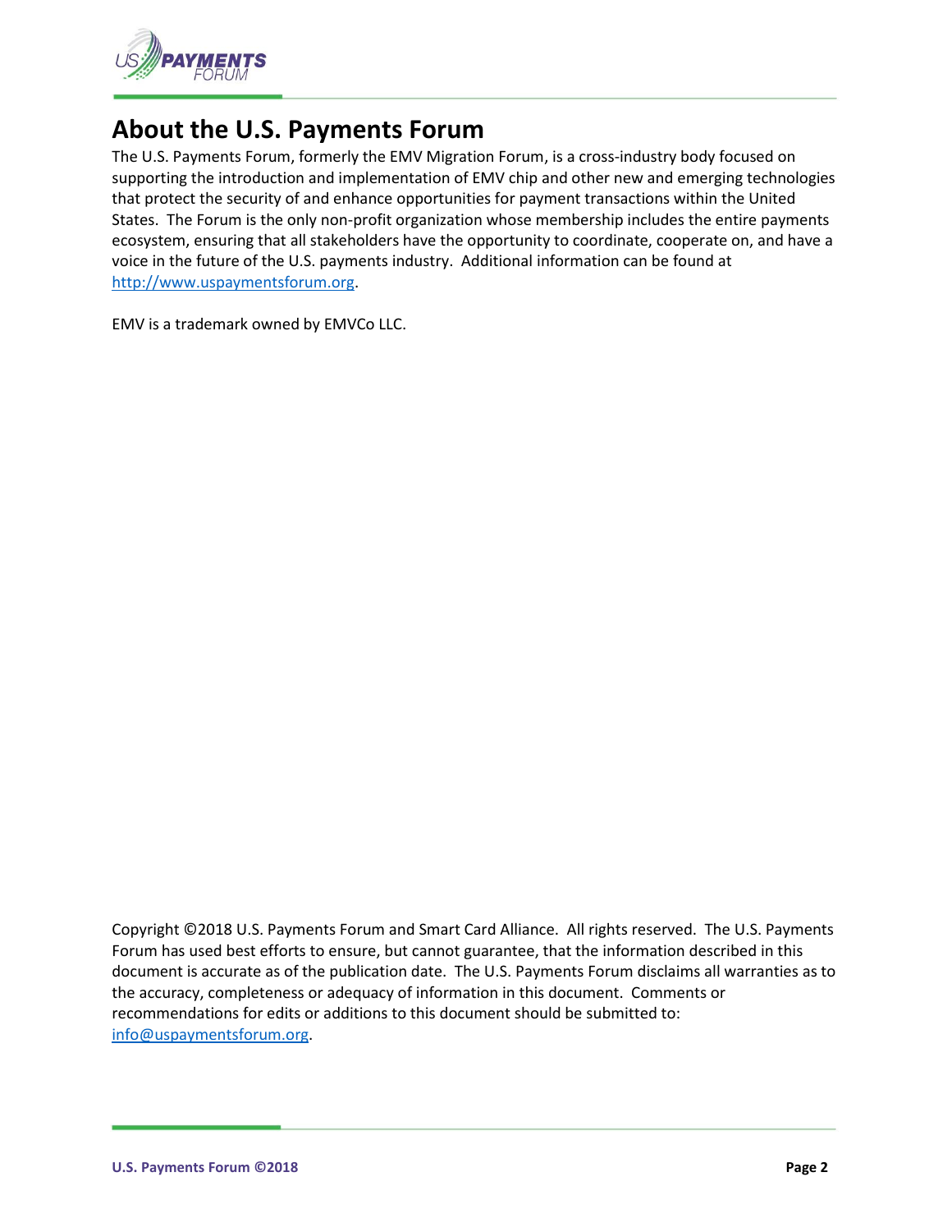# About the U.S. Payments Forum

The U.S. Payments Forum, formerly the EMV Migration Forum, is a cross-industry body focused on supporting the introduction and implementation of EMV chip and other new and emerging technologies that protect the security of and enhance opportunities for payment transactions within the United States. The Forum is the only non-profit organization whose membership includes the entire payments ecosystem, ensuring that all stakeholders have the opportunity to coordinate, cooperate on, and have a voice in the future of the U.S. payments industry. Additional information can be found at http://www.uspaymentsforum.org.

EMV is a trademark owned by EMVCo LLC.

Copyright ©2018 U.S. Payments Forum and Smart Card Alliance. All rights reserved. The U.S. Payments Forum has used best efforts to ensure, but cannot guarantee, that the information described in this document is accurate as of the publication date. The U.S. Payments Forum disclaims all warranties as to the accuracy, completeness or adequacy of information in this document. Comments or recommendations for edits or additions to this document should be submitted to: info@uspaymentsforum.org.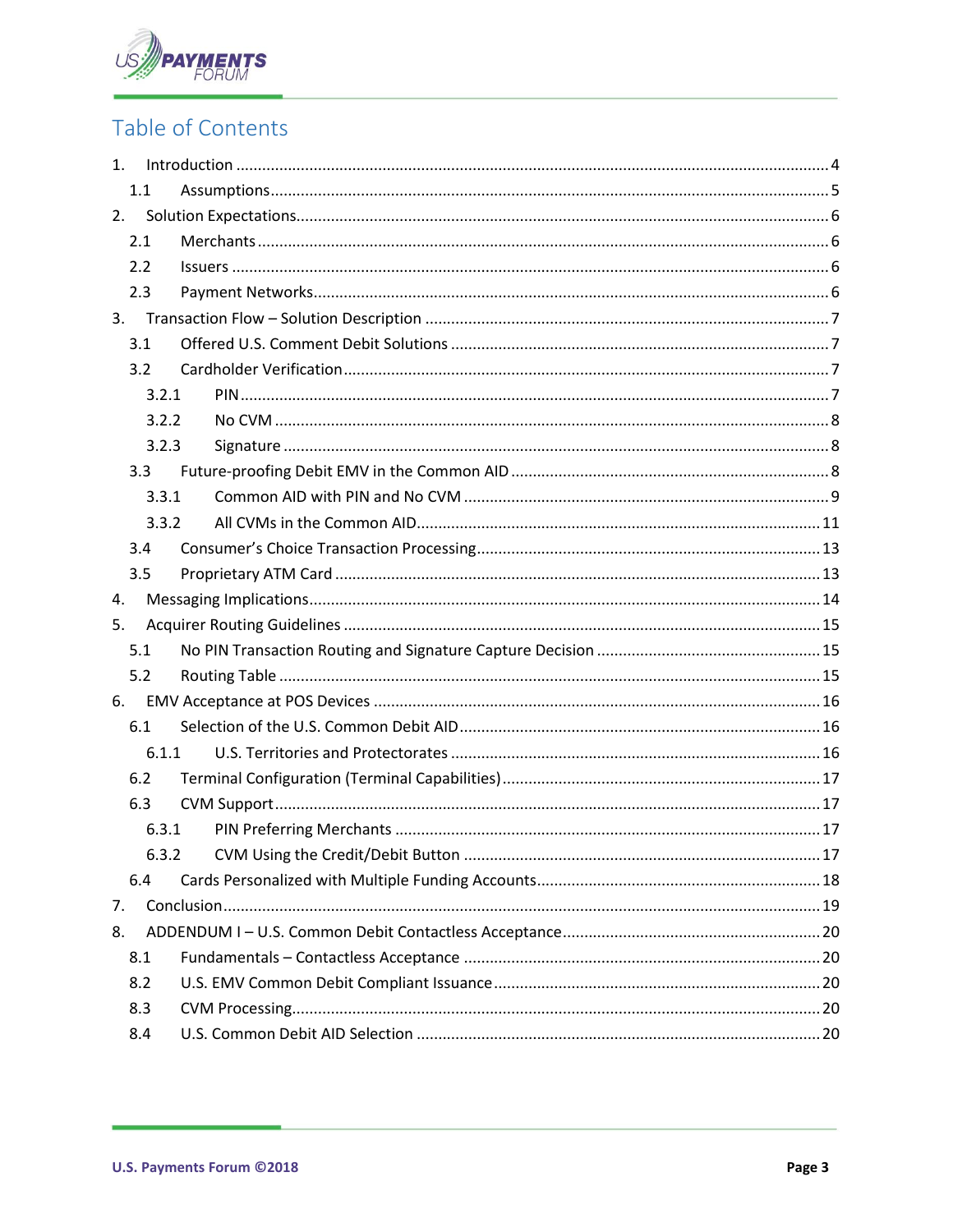# Table of Contents

1. Introduction ..... 4
   - 1.1 Assumptions ..... 5
2. Solution Expectations ..... 6
   - 2.1 Merchants ..... 6
   - 2.2 Issuers ..... 6
   - 2.3 Payment Networks ..... 6
3. Transaction Flow – Solution Description ..... 7
   - 3.1 Offered U.S. Comment Debit Solutions ..... 7
   - 3.2 Cardholder Verification ..... 7
     - 3.2.1 PIN ..... 7
     - 3.2.2 No CVM ..... 8
     - 3.2.3 Signature ..... 8
   - 3.3 Future-proofing Debit EMV in the Common AID ..... 8
     - 3.3.1 Common AID with PIN and No CVM ..... 9
     - 3.3.2 All CVMs in the Common AID ..... 11
   - 3.4 Consumer's Choice Transaction Processing ..... 13
   - 3.5 Proprietary ATM Card ..... 13
4. Messaging Implications ..... 14
5. Acquirer Routing Guidelines ..... 15
   - 5.1 No PIN Transaction Routing and Signature Capture Decision ..... 15
   - 5.2 Routing Table ..... 15
6. EMV Acceptance at POS Devices ..... 16
   - 6.1 Selection of the U.S. Common Debit AID ..... 16
     - 6.1.1 U.S. Territories and Protectorates ..... 16
   - 6.2 Terminal Configuration (Terminal Capabilities) ..... 17
   - 6.3 CVM Support ..... 17
     - 6.3.1 PIN Preferring Merchants ..... 17
     - 6.3.2 CVM Using the Credit/Debit Button ..... 17
   - 6.4 Cards Personalized with Multiple Funding Accounts ..... 18
7. Conclusion ..... 19
8. ADDENDUM I – U.S. Common Debit Contactless Acceptance ..... 20
   - 8.1 Fundamentals – Contactless Acceptance ..... 20
   - 8.2 U.S. EMV Common Debit Compliant Issuance ..... 20
   - 8.3 CVM Processing ..... 20
   - 8.4 U.S. Common Debit AID Selection ..... 20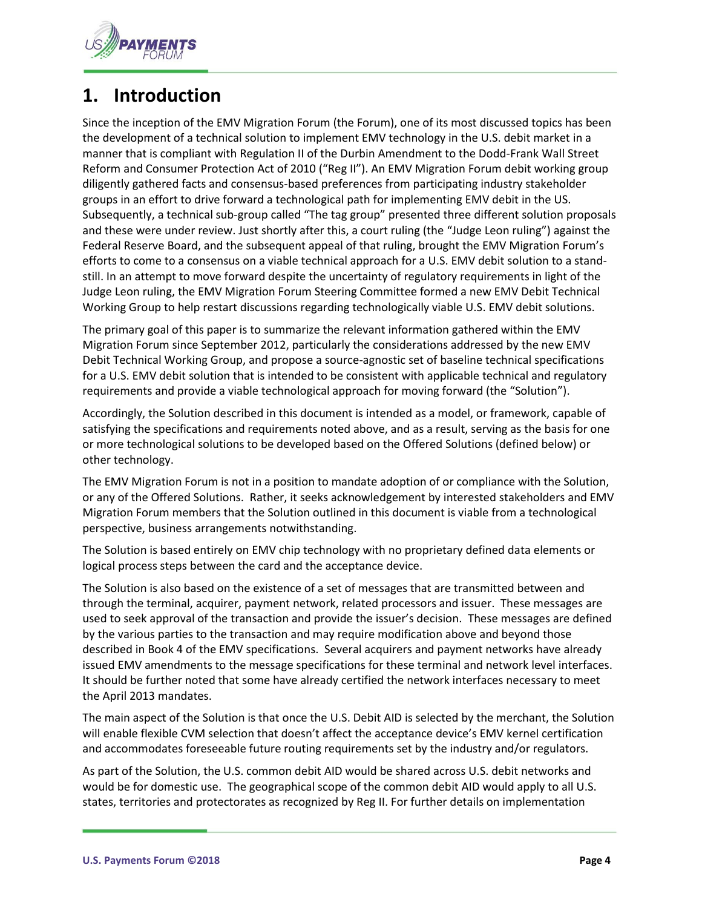# 1. Introduction

Since the inception of the EMV Migration Forum (the Forum), one of its most discussed topics has been the development of a technical solution to implement EMV technology in the U.S. debit market in a manner that is compliant with Regulation II of the Durbin Amendment to the Dodd-Frank Wall Street Reform and Consumer Protection Act of 2010 ("Reg II"). An EMV Migration Forum debit working group diligently gathered facts and consensus-based preferences from participating industry stakeholder groups in an effort to drive forward a technological path for implementing EMV debit in the US. Subsequently, a technical sub-group called "The tag group" presented three different solution proposals and these were under review. Just shortly after this, a court ruling (the "Judge Leon ruling") against the Federal Reserve Board, and the subsequent appeal of that ruling, brought the EMV Migration Forum's efforts to come to a consensus on a viable technical approach for a U.S. EMV debit solution to a stand-still. In an attempt to move forward despite the uncertainty of regulatory requirements in light of the Judge Leon ruling, the EMV Migration Forum Steering Committee formed a new EMV Debit Technical Working Group to help restart discussions regarding technologically viable U.S. EMV debit solutions.

The primary goal of this paper is to summarize the relevant information gathered within the EMV Migration Forum since September 2012, particularly the considerations addressed by the new EMV Debit Technical Working Group, and propose a source-agnostic set of baseline technical specifications for a U.S. EMV debit solution that is intended to be consistent with applicable technical and regulatory requirements and provide a viable technological approach for moving forward (the "Solution").

Accordingly, the Solution described in this document is intended as a model, or framework, capable of satisfying the specifications and requirements noted above, and as a result, serving as the basis for one or more technological solutions to be developed based on the Offered Solutions (defined below) or other technology.

The EMV Migration Forum is not in a position to mandate adoption of or compliance with the Solution, or any of the Offered Solutions. Rather, it seeks acknowledgement by interested stakeholders and EMV Migration Forum members that the Solution outlined in this document is viable from a technological perspective, business arrangements notwithstanding.

The Solution is based entirely on EMV chip technology with no proprietary defined data elements or logical process steps between the card and the acceptance device.

The Solution is also based on the existence of a set of messages that are transmitted between and through the terminal, acquirer, payment network, related processors and issuer. These messages are used to seek approval of the transaction and provide the issuer's decision. These messages are defined by the various parties to the transaction and may require modification above and beyond those described in Book 4 of the EMV specifications. Several acquirers and payment networks have already issued EMV amendments to the message specifications for these terminal and network level interfaces. It should be further noted that some have already certified the network interfaces necessary to meet the April 2013 mandates.

The main aspect of the Solution is that once the U.S. Debit AID is selected by the merchant, the Solution will enable flexible CVM selection that doesn't affect the acceptance device's EMV kernel certification and accommodates foreseeable future routing requirements set by the industry and/or regulators.

As part of the Solution, the U.S. common debit AID would be shared across U.S. debit networks and would be for domestic use. The geographical scope of the common debit AID would apply to all U.S. states, territories and protectorates as recognized by Reg II. For further details on implementation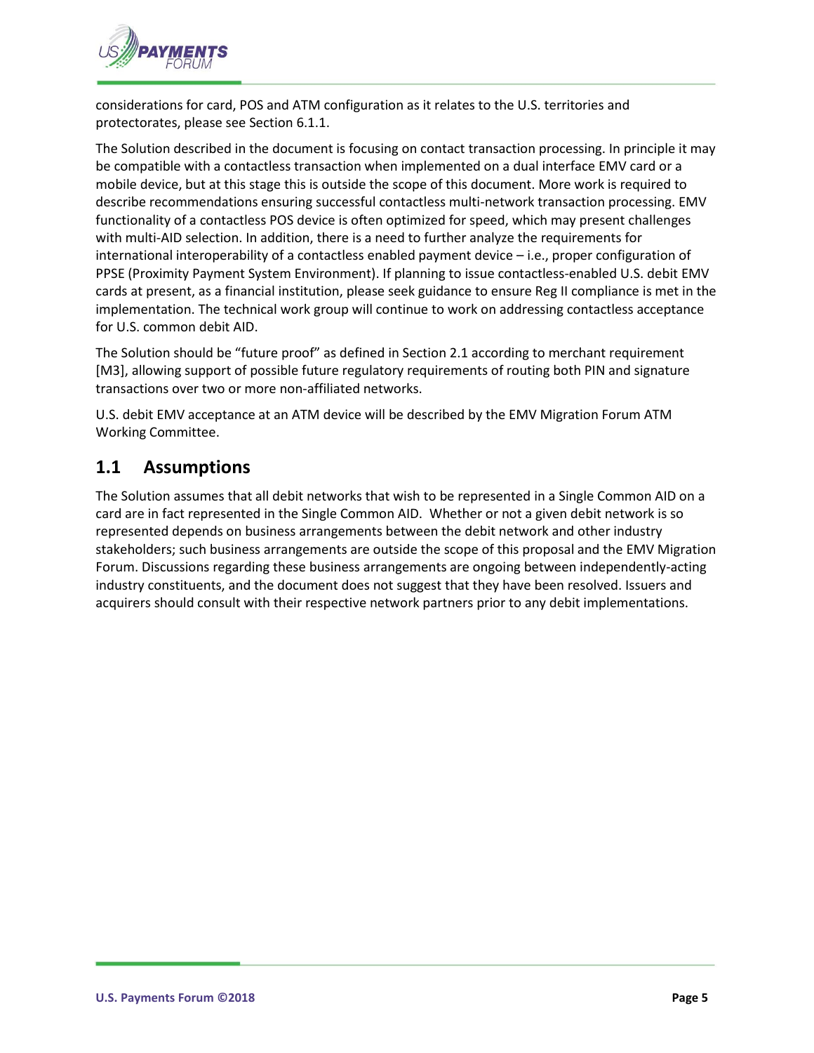considerations for card, POS and ATM configuration as it relates to the U.S. territories and protectorates, please see Section 6.1.1.

The Solution described in the document is focusing on contact transaction processing. In principle it may be compatible with a contactless transaction when implemented on a dual interface EMV card or a mobile device, but at this stage this is outside the scope of this document. More work is required to describe recommendations ensuring successful contactless multi-network transaction processing. EMV functionality of a contactless POS device is often optimized for speed, which may present challenges with multi-AID selection. In addition, there is a need to further analyze the requirements for international interoperability of a contactless enabled payment device – i.e., proper configuration of PPSE (Proximity Payment System Environment). If planning to issue contactless-enabled U.S. debit EMV cards at present, as a financial institution, please seek guidance to ensure Reg II compliance is met in the implementation. The technical work group will continue to work on addressing contactless acceptance for U.S. common debit AID.

The Solution should be "future proof" as defined in Section 2.1 according to merchant requirement [M3], allowing support of possible future regulatory requirements of routing both PIN and signature transactions over two or more non-affiliated networks.

U.S. debit EMV acceptance at an ATM device will be described by the EMV Migration Forum ATM Working Committee.

## 1.1 Assumptions

The Solution assumes that all debit networks that wish to be represented in a Single Common AID on a card are in fact represented in the Single Common AID. Whether or not a given debit network is so represented depends on business arrangements between the debit network and other industry stakeholders; such business arrangements are outside the scope of this proposal and the EMV Migration Forum. Discussions regarding these business arrangements are ongoing between independently-acting industry constituents, and the document does not suggest that they have been resolved. Issuers and acquirers should consult with their respective network partners prior to any debit implementations.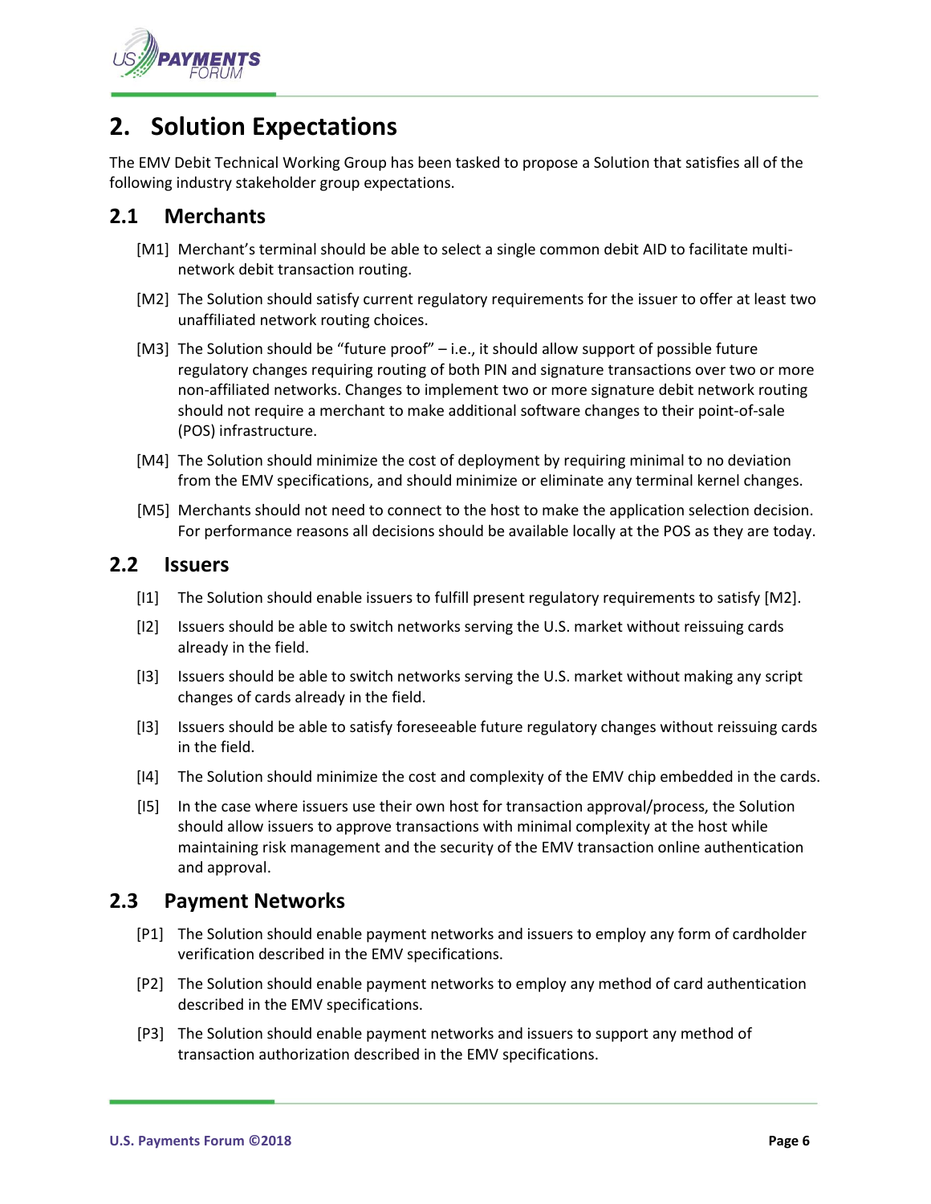## 2. Solution Expectations

The EMV Debit Technical Working Group has been tasked to propose a Solution that satisfies all of the following industry stakeholder group expectations.

### 2.1 Merchants

[M1] Merchant's terminal should be able to select a single common debit AID to facilitate multi-network debit transaction routing.

[M2] The Solution should satisfy current regulatory requirements for the issuer to offer at least two unaffiliated network routing choices.

[M3] The Solution should be "future proof" – i.e., it should allow support of possible future regulatory changes requiring routing of both PIN and signature transactions over two or more non-affiliated networks. Changes to implement two or more signature debit network routing should not require a merchant to make additional software changes to their point-of-sale (POS) infrastructure.

[M4] The Solution should minimize the cost of deployment by requiring minimal to no deviation from the EMV specifications, and should minimize or eliminate any terminal kernel changes.

[M5] Merchants should not need to connect to the host to make the application selection decision. For performance reasons all decisions should be available locally at the POS as they are today.

### 2.2 Issuers

[I1] The Solution should enable issuers to fulfill present regulatory requirements to satisfy [M2].

[I2] Issuers should be able to switch networks serving the U.S. market without reissuing cards already in the field.

[I3] Issuers should be able to switch networks serving the U.S. market without making any script changes of cards already in the field.

[I3] Issuers should be able to satisfy foreseeable future regulatory changes without reissuing cards in the field.

[I4] The Solution should minimize the cost and complexity of the EMV chip embedded in the cards.

[I5] In the case where issuers use their own host for transaction approval/process, the Solution should allow issuers to approve transactions with minimal complexity at the host while maintaining risk management and the security of the EMV transaction online authentication and approval.

### 2.3 Payment Networks

[P1] The Solution should enable payment networks and issuers to employ any form of cardholder verification described in the EMV specifications.

[P2] The Solution should enable payment networks to employ any method of card authentication described in the EMV specifications.

[P3] The Solution should enable payment networks and issuers to support any method of transaction authorization described in the EMV specifications.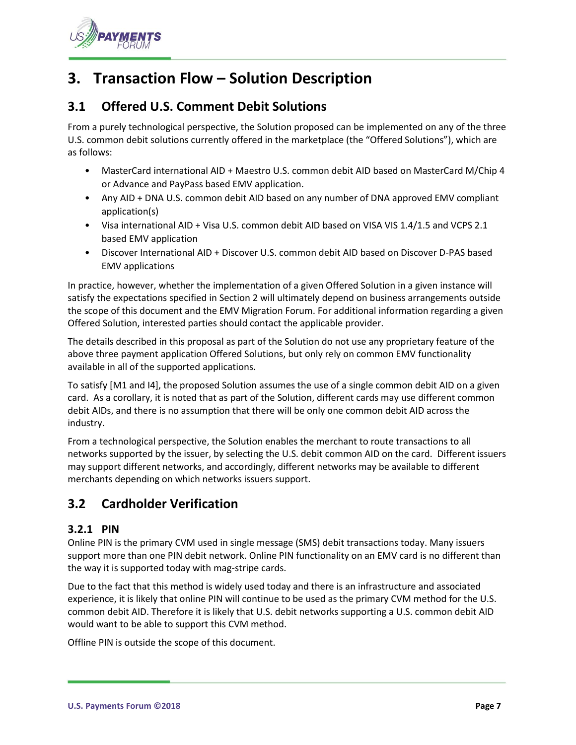# 3. Transaction Flow – Solution Description

## 3.1 Offered U.S. Comment Debit Solutions

From a purely technological perspective, the Solution proposed can be implemented on any of the three U.S. common debit solutions currently offered in the marketplace (the "Offered Solutions"), which are as follows:

- MasterCard international AID + Maestro U.S. common debit AID based on MasterCard M/Chip 4 or Advance and PayPass based EMV application.
- Any AID + DNA U.S. common debit AID based on any number of DNA approved EMV compliant application(s)
- Visa international AID + Visa U.S. common debit AID based on VISA VIS 1.4/1.5 and VCPS 2.1 based EMV application
- Discover International AID + Discover U.S. common debit AID based on Discover D-PAS based EMV applications

In practice, however, whether the implementation of a given Offered Solution in a given instance will satisfy the expectations specified in Section 2 will ultimately depend on business arrangements outside the scope of this document and the EMV Migration Forum. For additional information regarding a given Offered Solution, interested parties should contact the applicable provider.

The details described in this proposal as part of the Solution do not use any proprietary feature of the above three payment application Offered Solutions, but only rely on common EMV functionality available in all of the supported applications.

To satisfy [M1 and I4], the proposed Solution assumes the use of a single common debit AID on a given card. As a corollary, it is noted that as part of the Solution, different cards may use different common debit AIDs, and there is no assumption that there will be only one common debit AID across the industry.

From a technological perspective, the Solution enables the merchant to route transactions to all networks supported by the issuer, by selecting the U.S. debit common AID on the card. Different issuers may support different networks, and accordingly, different networks may be available to different merchants depending on which networks issuers support.

## 3.2 Cardholder Verification

### 3.2.1 PIN

Online PIN is the primary CVM used in single message (SMS) debit transactions today. Many issuers support more than one PIN debit network. Online PIN functionality on an EMV card is no different than the way it is supported today with mag-stripe cards.

Due to the fact that this method is widely used today and there is an infrastructure and associated experience, it is likely that online PIN will continue to be used as the primary CVM method for the U.S. common debit AID. Therefore it is likely that U.S. debit networks supporting a U.S. common debit AID would want to be able to support this CVM method.

Offline PIN is outside the scope of this document.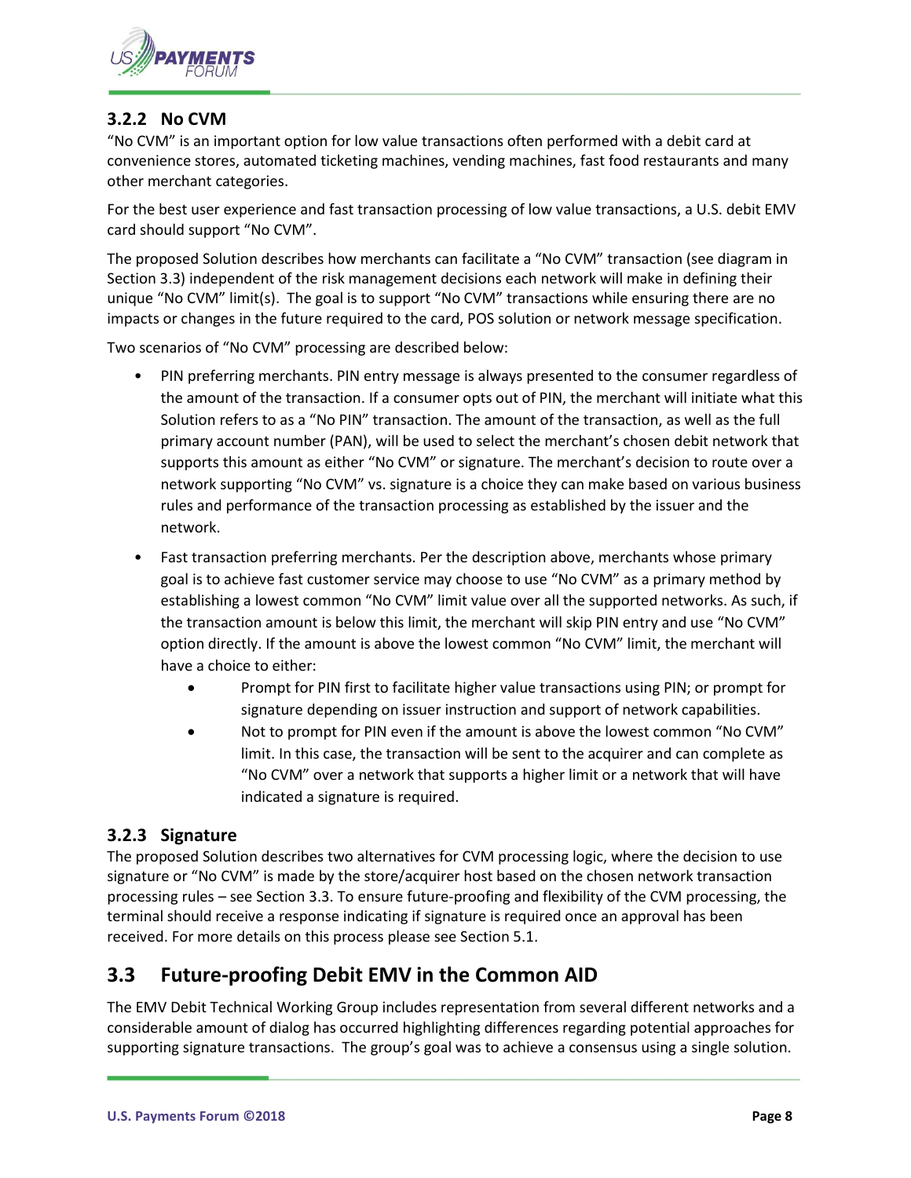### 3.2.2 No CVM

"No CVM" is an important option for low value transactions often performed with a debit card at convenience stores, automated ticketing machines, vending machines, fast food restaurants and many other merchant categories.

For the best user experience and fast transaction processing of low value transactions, a U.S. debit EMV card should support "No CVM".

The proposed Solution describes how merchants can facilitate a "No CVM" transaction (see diagram in Section 3.3) independent of the risk management decisions each network will make in defining their unique "No CVM" limit(s). The goal is to support "No CVM" transactions while ensuring there are no impacts or changes in the future required to the card, POS solution or network message specification.

Two scenarios of "No CVM" processing are described below:

- PIN preferring merchants. PIN entry message is always presented to the consumer regardless of the amount of the transaction. If a consumer opts out of PIN, the merchant will initiate what this Solution refers to as a "No PIN" transaction. The amount of the transaction, as well as the full primary account number (PAN), will be used to select the merchant's chosen debit network that supports this amount as either "No CVM" or signature. The merchant's decision to route over a network supporting "No CVM" vs. signature is a choice they can make based on various business rules and performance of the transaction processing as established by the issuer and the network.
- Fast transaction preferring merchants. Per the description above, merchants whose primary goal is to achieve fast customer service may choose to use "No CVM" as a primary method by establishing a lowest common "No CVM" limit value over all the supported networks. As such, if the transaction amount is below this limit, the merchant will skip PIN entry and use "No CVM" option directly. If the amount is above the lowest common "No CVM" limit, the merchant will have a choice to either:
  - Prompt for PIN first to facilitate higher value transactions using PIN; or prompt for signature depending on issuer instruction and support of network capabilities.
  - Not to prompt for PIN even if the amount is above the lowest common "No CVM" limit. In this case, the transaction will be sent to the acquirer and can complete as "No CVM" over a network that supports a higher limit or a network that will have indicated a signature is required.

### 3.2.3 Signature

The proposed Solution describes two alternatives for CVM processing logic, where the decision to use signature or "No CVM" is made by the store/acquirer host based on the chosen network transaction processing rules – see Section 3.3. To ensure future-proofing and flexibility of the CVM processing, the terminal should receive a response indicating if signature is required once an approval has been received. For more details on this process please see Section 5.1.

## 3.3 Future-proofing Debit EMV in the Common AID

The EMV Debit Technical Working Group includes representation from several different networks and a considerable amount of dialog has occurred highlighting differences regarding potential approaches for supporting signature transactions. The group's goal was to achieve a consensus using a single solution.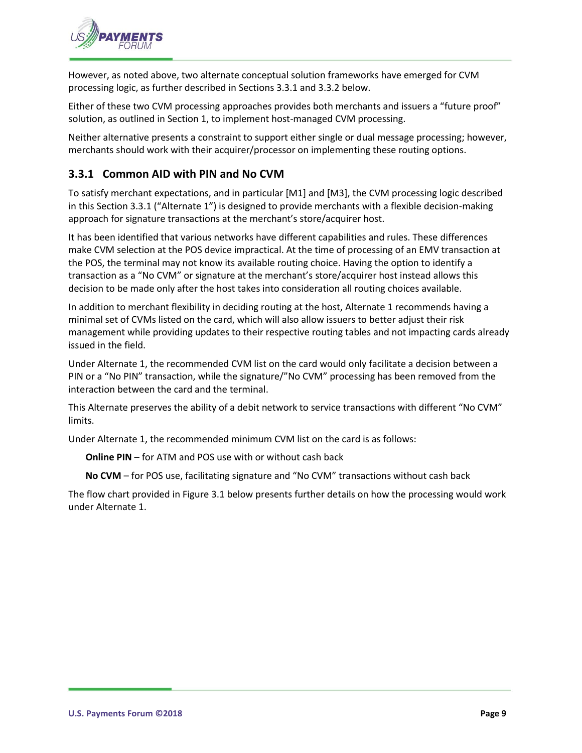However, as noted above, two alternate conceptual solution frameworks have emerged for CVM processing logic, as further described in Sections 3.3.1 and 3.3.2 below.

Either of these two CVM processing approaches provides both merchants and issuers a "future proof" solution, as outlined in Section 1, to implement host-managed CVM processing.

Neither alternative presents a constraint to support either single or dual message processing; however, merchants should work with their acquirer/processor on implementing these routing options.

### 3.3.1 Common AID with PIN and No CVM

To satisfy merchant expectations, and in particular [M1] and [M3], the CVM processing logic described in this Section 3.3.1 ("Alternate 1") is designed to provide merchants with a flexible decision-making approach for signature transactions at the merchant's store/acquirer host.

It has been identified that various networks have different capabilities and rules. These differences make CVM selection at the POS device impractical. At the time of processing of an EMV transaction at the POS, the terminal may not know its available routing choice. Having the option to identify a transaction as a "No CVM" or signature at the merchant's store/acquirer host instead allows this decision to be made only after the host takes into consideration all routing choices available.

In addition to merchant flexibility in deciding routing at the host, Alternate 1 recommends having a minimal set of CVMs listed on the card, which will also allow issuers to better adjust their risk management while providing updates to their respective routing tables and not impacting cards already issued in the field.

Under Alternate 1, the recommended CVM list on the card would only facilitate a decision between a PIN or a "No PIN" transaction, while the signature/"No CVM" processing has been removed from the interaction between the card and the terminal.

This Alternate preserves the ability of a debit network to service transactions with different "No CVM" limits.

Under Alternate 1, the recommended minimum CVM list on the card is as follows:

**Online PIN** – for ATM and POS use with or without cash back

**No CVM** – for POS use, facilitating signature and "No CVM" transactions without cash back

The flow chart provided in Figure 3.1 below presents further details on how the processing would work under Alternate 1.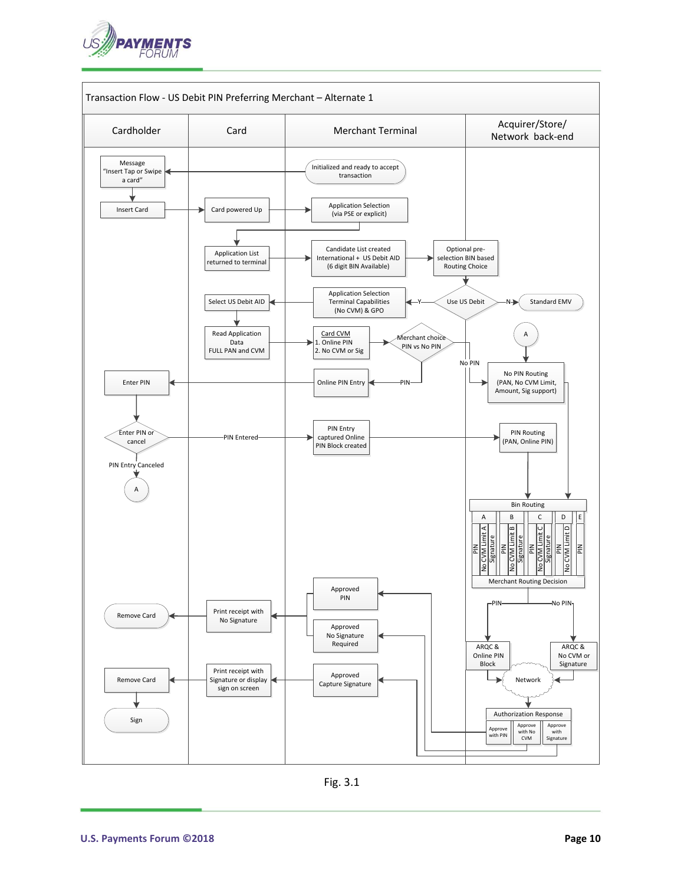Transaction Flow - US Debit PIN Preferring Merchant – Alternate 1

| Cardholder | Card | Merchant Terminal | Acquirer/Store/ Network back-end |
|---|---|---|---|

- Initialized and ready to accept transaction → Message "Insert Tap or Swipe a card"
- Insert Card → Card powered Up → Application Selection (via PSE or explicit)
- Application List returned to terminal → Candidate List created International + US Debit AID (6 digit BIN Available) → Optional pre-selection BIN based Routing Choice
- Use US Debit: Y → Application Selection Terminal Capabilities (No CVM) & GPO → Select US Debit AID; N → Standard EMV
- Read Application Data FULL PAN and CVM → Card CVM 1. Online PIN 2. No CVM or Sig → Merchant choice PIN vs No PIN
  - No PIN → No PIN Routing (PAN, No CVM Limit, Amount, Sig support)
  - PIN → Online PIN Entry → Enter PIN
- Enter PIN or cancel:
  - PIN Entered → PIN Entry captured Online PIN Block created → PIN Routing (PAN, Online PIN)
  - PIN Entry Canceled → A → No PIN Routing

Bin Routing

| A | | | B | | | C | | | D | | E |
|---|---|---|---|---|---|---|---|---|---|---|---|
| PIN | No CVM Limit A | Signature | PIN | No CVM Limit B | Signature | PIN | No CVM Limit C | Signature | PIN | No CVM Limit D | PIN |

Merchant Routing Decision

- PIN → ARQC & Online PIN Block → Network
- No PIN → ARQC & No CVM or Signature → Network
- Network → Authorization Response: Approve with PIN; Approve with No CVM; Approve with Signature
  - Approve with PIN → Approved PIN → Print receipt with No Signature → Remove Card
  - Approve with No CVM → Approved No Signature Required → Print receipt with No Signature → Remove Card
  - Approve with Signature → Approved Capture Signature → Print receipt with Signature or display sign on screen → Remove Card → Sign

Fig. 3.1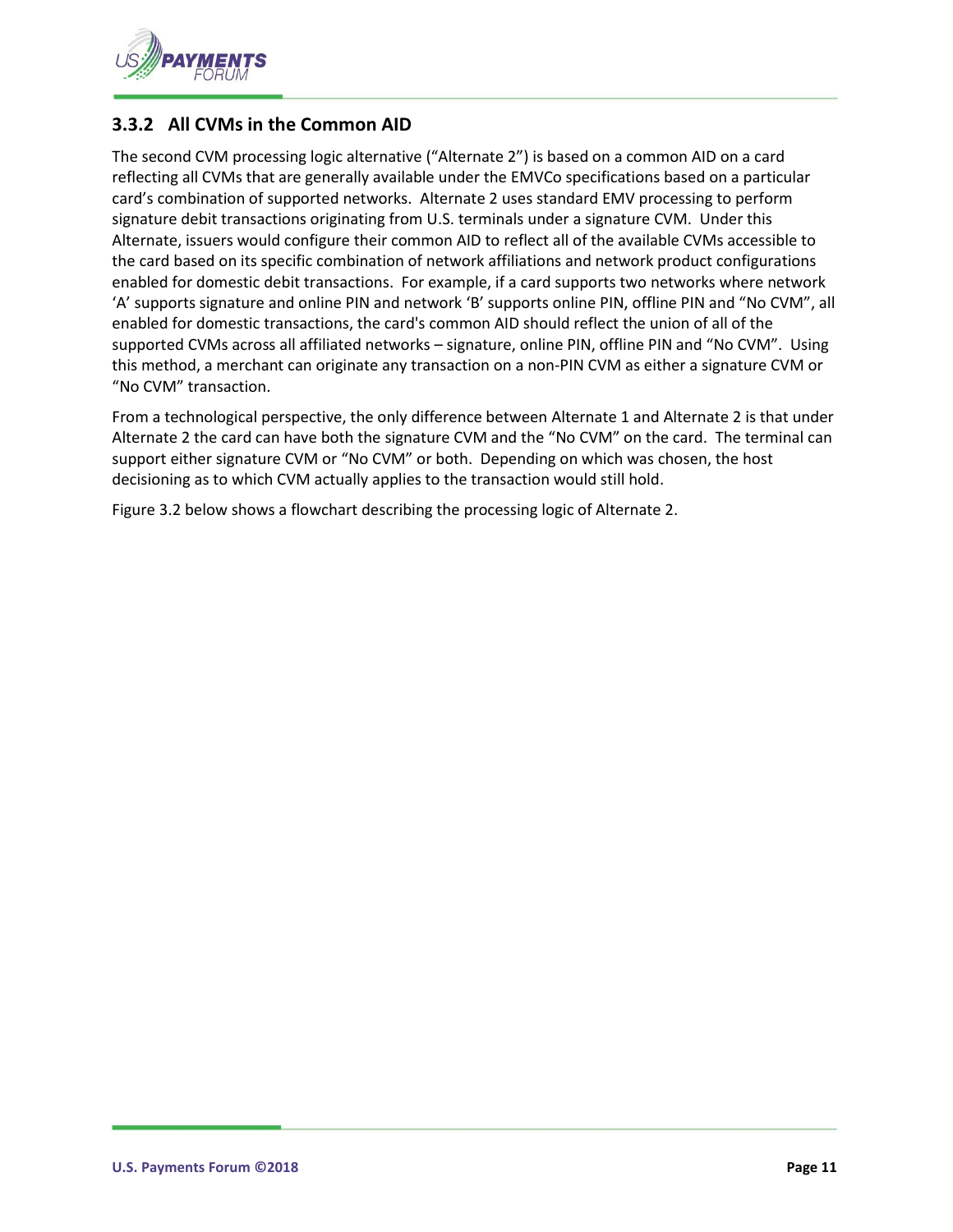### 3.3.2 All CVMs in the Common AID

The second CVM processing logic alternative ("Alternate 2") is based on a common AID on a card reflecting all CVMs that are generally available under the EMVCo specifications based on a particular card's combination of supported networks. Alternate 2 uses standard EMV processing to perform signature debit transactions originating from U.S. terminals under a signature CVM. Under this Alternate, issuers would configure their common AID to reflect all of the available CVMs accessible to the card based on its specific combination of network affiliations and network product configurations enabled for domestic debit transactions. For example, if a card supports two networks where network 'A' supports signature and online PIN and network 'B' supports online PIN, offline PIN and "No CVM", all enabled for domestic transactions, the card's common AID should reflect the union of all of the supported CVMs across all affiliated networks – signature, online PIN, offline PIN and "No CVM". Using this method, a merchant can originate any transaction on a non-PIN CVM as either a signature CVM or "No CVM" transaction.

From a technological perspective, the only difference between Alternate 1 and Alternate 2 is that under Alternate 2 the card can have both the signature CVM and the "No CVM" on the card. The terminal can support either signature CVM or "No CVM" or both. Depending on which was chosen, the host decisioning as to which CVM actually applies to the transaction would still hold.

Figure 3.2 below shows a flowchart describing the processing logic of Alternate 2.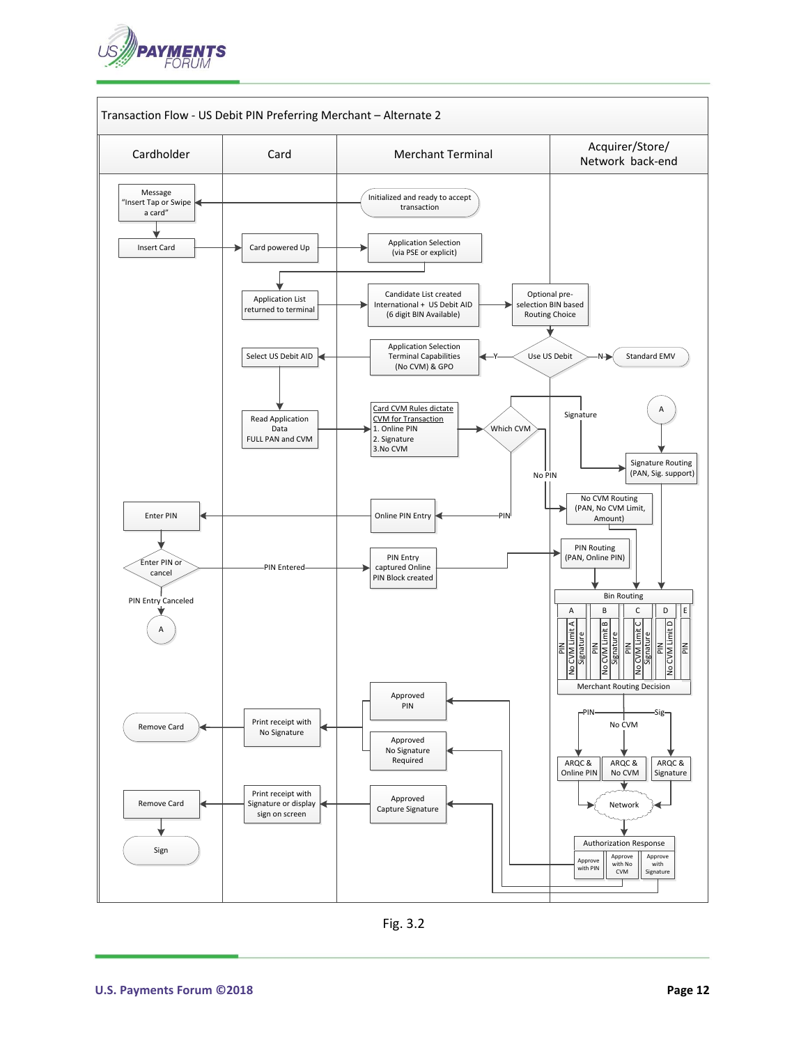**Transaction Flow - US Debit PIN Preferring Merchant – Alternate 2**

| Cardholder | Card | Merchant Terminal | Acquirer/Store/ Network back-end |
|---|---|---|---|

- Initialized and ready to accept transaction
- Message "Insert Tap or Swipe a card"
- Insert Card
- Card powered Up
- Application Selection (via PSE or explicit)
- Application List returned to terminal
- Candidate List created International + US Debit AID (6 digit BIN Available)
- Optional pre-selection BIN based Routing Choice
- Use US Debit — N → Standard EMV; Y → Application Selection Terminal Capabilities (No CVM) & GPO
- Select US Debit AID
- Read Application Data FULL PAN and CVM
- Card CVM Rules dictate CVM for Transaction
  1. Online PIN
  2. Signature
  3. No CVM
- Which CVM
  - Signature → Signature Routing (PAN, Sig. support)
  - No PIN → No CVM Routing (PAN, No CVM Limit, Amount)
  - PIN → Online PIN Entry
- Enter PIN
- Enter PIN or cancel
  - PIN Entered → PIN Entry captured Online PIN Block created → PIN Routing (PAN, Online PIN)
  - PIN Entry Canceled → A → Signature Routing (PAN, Sig. support)
- Bin Routing

| A | | | B | | | C | | | D | | E |
|---|---|---|---|---|---|---|---|---|---|---|---|
| PIN | No CVM Limit A | Signature | PIN | No CVM Limit B | Signature | PIN | No CVM Limit C | Signature | PIN | No CVM Limit D | PIN |

- Merchant Routing Decision
  - PIN → ARQC & Online PIN
  - No CVM → ARQC & No CVM
  - Sig → ARQC & Signature
- Network
- Authorization Response: Approve with PIN / Approve with No CVM / Approve with Signature
- Approved PIN → Print receipt with No Signature → Remove Card
- Approved No Signature Required → Print receipt with No Signature → Remove Card
- Approved Capture Signature → Print receipt with Signature or display sign on screen → Remove Card → Sign

Fig. 3.2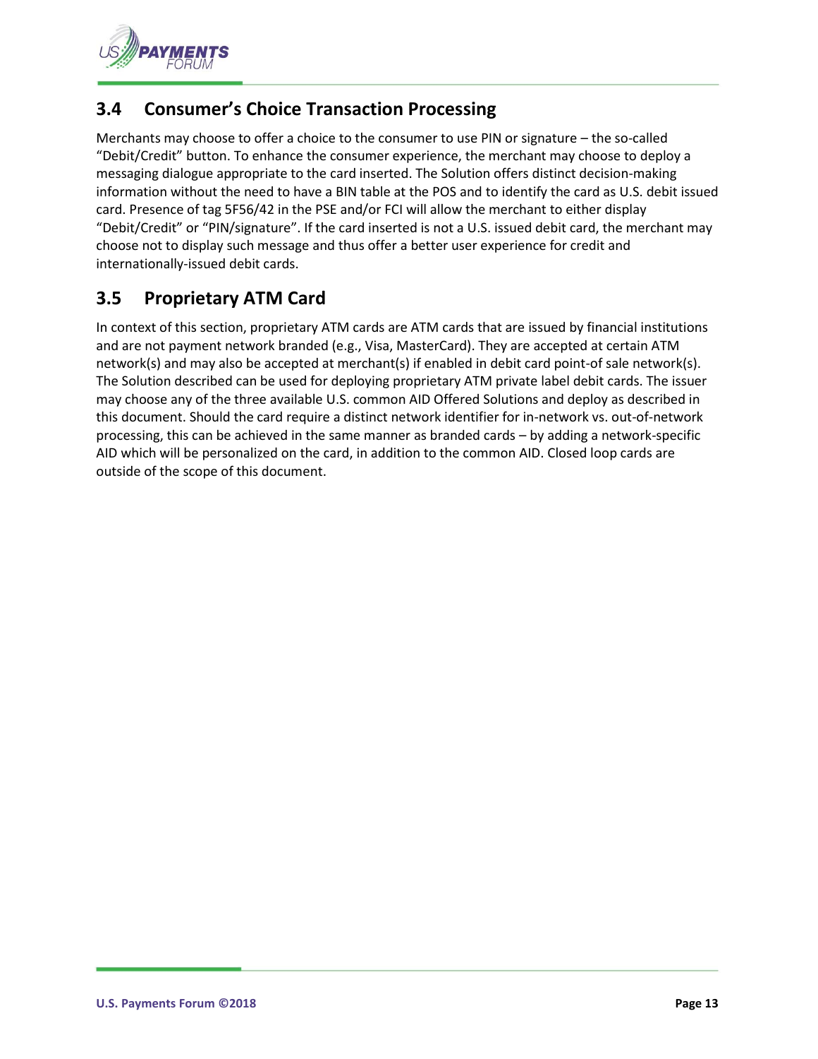## 3.4 Consumer's Choice Transaction Processing

Merchants may choose to offer a choice to the consumer to use PIN or signature – the so-called "Debit/Credit" button. To enhance the consumer experience, the merchant may choose to deploy a messaging dialogue appropriate to the card inserted. The Solution offers distinct decision-making information without the need to have a BIN table at the POS and to identify the card as U.S. debit issued card. Presence of tag 5F56/42 in the PSE and/or FCI will allow the merchant to either display "Debit/Credit" or "PIN/signature". If the card inserted is not a U.S. issued debit card, the merchant may choose not to display such message and thus offer a better user experience for credit and internationally-issued debit cards.

## 3.5 Proprietary ATM Card

In context of this section, proprietary ATM cards are ATM cards that are issued by financial institutions and are not payment network branded (e.g., Visa, MasterCard). They are accepted at certain ATM network(s) and may also be accepted at merchant(s) if enabled in debit card point-of sale network(s). The Solution described can be used for deploying proprietary ATM private label debit cards. The issuer may choose any of the three available U.S. common AID Offered Solutions and deploy as described in this document. Should the card require a distinct network identifier for in-network vs. out-of-network processing, this can be achieved in the same manner as branded cards – by adding a network-specific AID which will be personalized on the card, in addition to the common AID. Closed loop cards are outside of the scope of this document.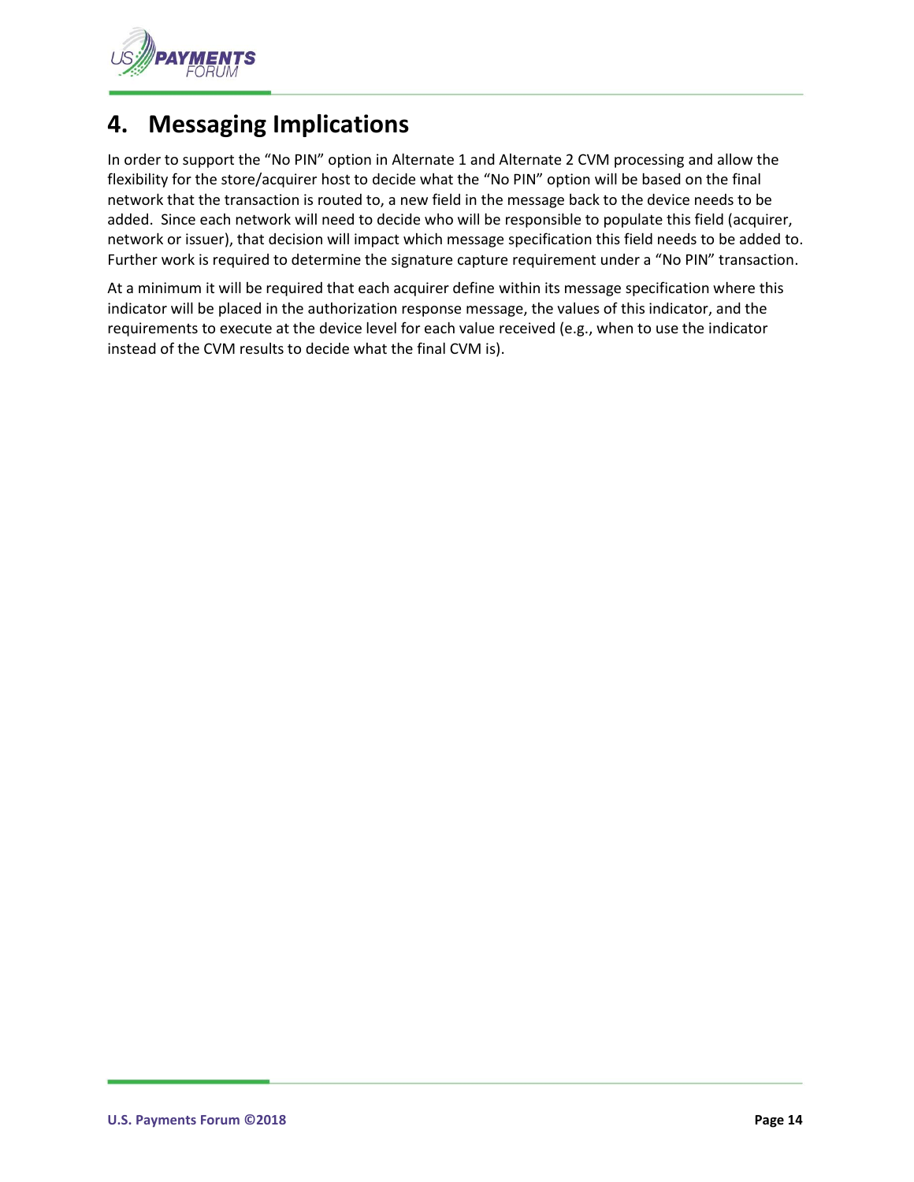## 4. Messaging Implications

In order to support the "No PIN" option in Alternate 1 and Alternate 2 CVM processing and allow the flexibility for the store/acquirer host to decide what the "No PIN" option will be based on the final network that the transaction is routed to, a new field in the message back to the device needs to be added. Since each network will need to decide who will be responsible to populate this field (acquirer, network or issuer), that decision will impact which message specification this field needs to be added to. Further work is required to determine the signature capture requirement under a "No PIN" transaction.

At a minimum it will be required that each acquirer define within its message specification where this indicator will be placed in the authorization response message, the values of this indicator, and the requirements to execute at the device level for each value received (e.g., when to use the indicator instead of the CVM results to decide what the final CVM is).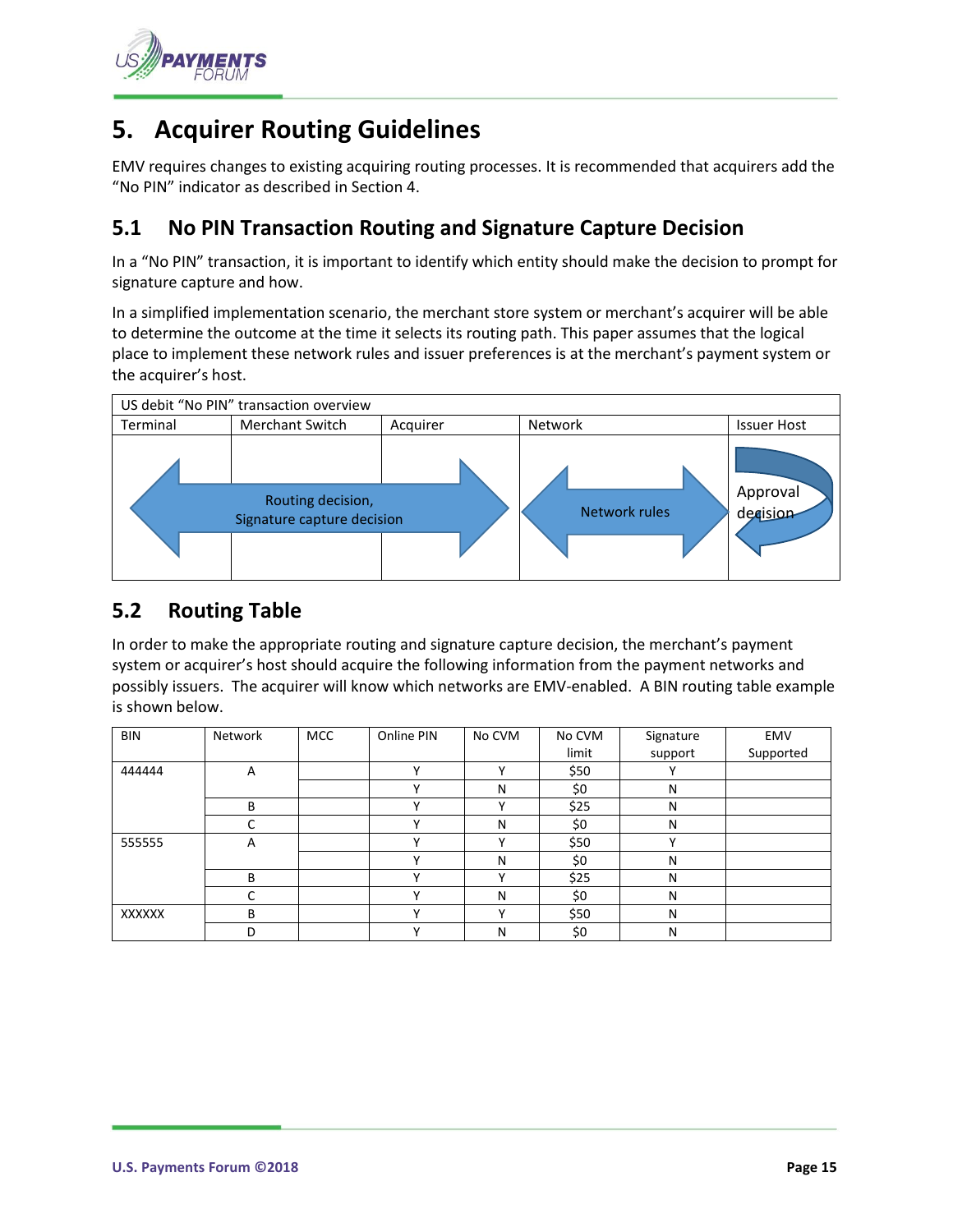# 5. Acquirer Routing Guidelines

EMV requires changes to existing acquiring routing processes. It is recommended that acquirers add the "No PIN" indicator as described in Section 4.

## 5.1 No PIN Transaction Routing and Signature Capture Decision

In a "No PIN" transaction, it is important to identify which entity should make the decision to prompt for signature capture and how.

In a simplified implementation scenario, the merchant store system or merchant's acquirer will be able to determine the outcome at the time it selects its routing path. This paper assumes that the logical place to implement these network rules and issuer preferences is at the merchant's payment system or the acquirer's host.

| US debit "No PIN" transaction overview | | | | |
|---|---|---|---|---|
| Terminal | Merchant Switch | Acquirer | Network | Issuer Host |
| Routing decision, Signature capture decision | | | Network rules | Approval decision |

## 5.2 Routing Table

In order to make the appropriate routing and signature capture decision, the merchant's payment system or acquirer's host should acquire the following information from the payment networks and possibly issuers. The acquirer will know which networks are EMV-enabled. A BIN routing table example is shown below.

| BIN | Network | MCC | Online PIN | No CVM | No CVM limit | Signature support | EMV Supported |
|---|---|---|---|---|---|---|---|
| 444444 | A | | Y | Y | $50 | Y | |
| | | | Y | N | $0 | N | |
| | B | | Y | Y | $25 | N | |
| | C | | Y | N | $0 | N | |
| 555555 | A | | Y | Y | $50 | Y | |
| | | | Y | N | $0 | N | |
| | B | | Y | Y | $25 | N | |
| | C | | Y | N | $0 | N | |
| XXXXXX | B | | Y | Y | $50 | N | |
| | D | | Y | N | $0 | N | |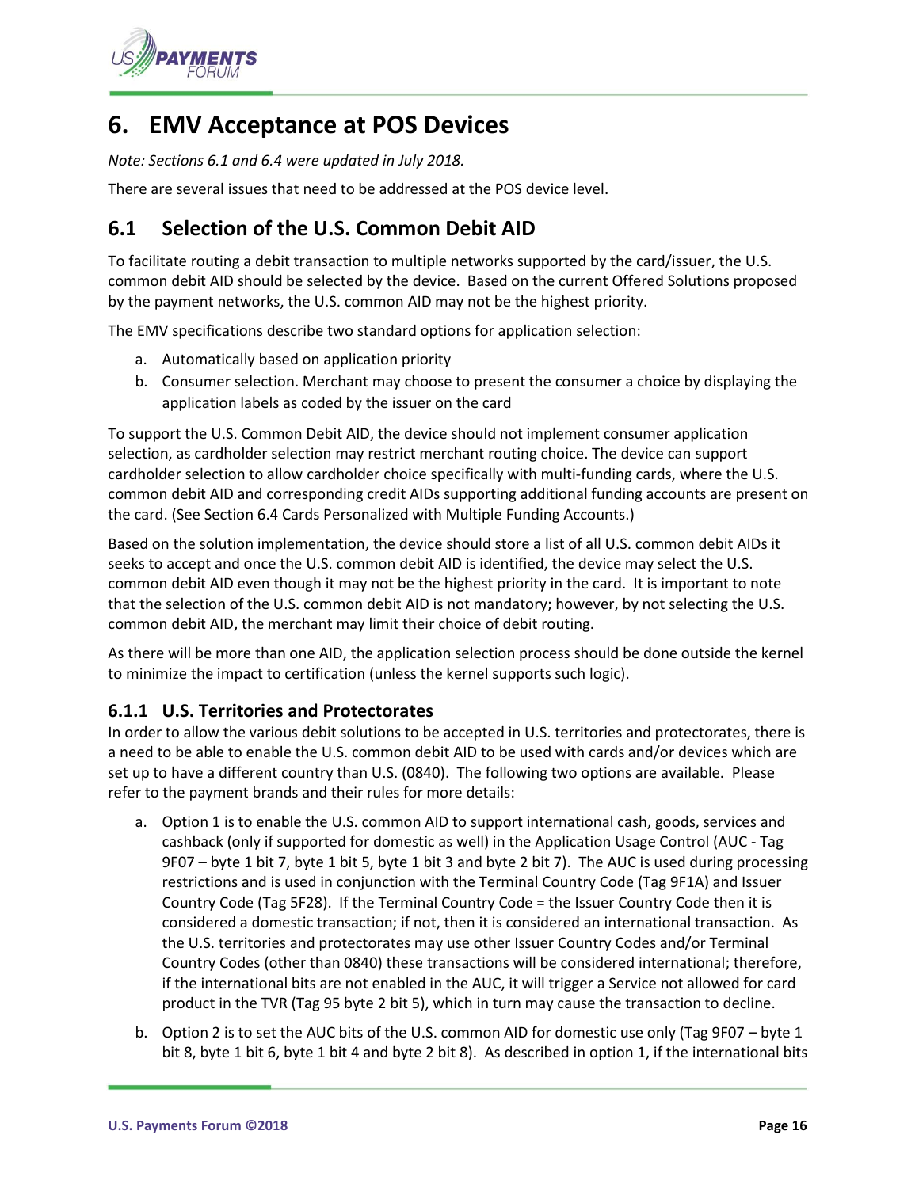# 6. EMV Acceptance at POS Devices

*Note: Sections 6.1 and 6.4 were updated in July 2018.*

There are several issues that need to be addressed at the POS device level.

## 6.1 Selection of the U.S. Common Debit AID

To facilitate routing a debit transaction to multiple networks supported by the card/issuer, the U.S. common debit AID should be selected by the device. Based on the current Offered Solutions proposed by the payment networks, the U.S. common AID may not be the highest priority.

The EMV specifications describe two standard options for application selection:

a. Automatically based on application priority
b. Consumer selection. Merchant may choose to present the consumer a choice by displaying the application labels as coded by the issuer on the card

To support the U.S. Common Debit AID, the device should not implement consumer application selection, as cardholder selection may restrict merchant routing choice. The device can support cardholder selection to allow cardholder choice specifically with multi-funding cards, where the U.S. common debit AID and corresponding credit AIDs supporting additional funding accounts are present on the card. (See Section 6.4 Cards Personalized with Multiple Funding Accounts.)

Based on the solution implementation, the device should store a list of all U.S. common debit AIDs it seeks to accept and once the U.S. common debit AID is identified, the device may select the U.S. common debit AID even though it may not be the highest priority in the card. It is important to note that the selection of the U.S. common debit AID is not mandatory; however, by not selecting the U.S. common debit AID, the merchant may limit their choice of debit routing.

As there will be more than one AID, the application selection process should be done outside the kernel to minimize the impact to certification (unless the kernel supports such logic).

### 6.1.1 U.S. Territories and Protectorates

In order to allow the various debit solutions to be accepted in U.S. territories and protectorates, there is a need to be able to enable the U.S. common debit AID to be used with cards and/or devices which are set up to have a different country than U.S. (0840). The following two options are available. Please refer to the payment brands and their rules for more details:

a. Option 1 is to enable the U.S. common AID to support international cash, goods, services and cashback (only if supported for domestic as well) in the Application Usage Control (AUC - Tag 9F07 – byte 1 bit 7, byte 1 bit 5, byte 1 bit 3 and byte 2 bit 7). The AUC is used during processing restrictions and is used in conjunction with the Terminal Country Code (Tag 9F1A) and Issuer Country Code (Tag 5F28). If the Terminal Country Code = the Issuer Country Code then it is considered a domestic transaction; if not, then it is considered an international transaction. As the U.S. territories and protectorates may use other Issuer Country Codes and/or Terminal Country Codes (other than 0840) these transactions will be considered international; therefore, if the international bits are not enabled in the AUC, it will trigger a Service not allowed for card product in the TVR (Tag 95 byte 2 bit 5), which in turn may cause the transaction to decline.

b. Option 2 is to set the AUC bits of the U.S. common AID for domestic use only (Tag 9F07 – byte 1 bit 8, byte 1 bit 6, byte 1 bit 4 and byte 2 bit 8). As described in option 1, if the international bits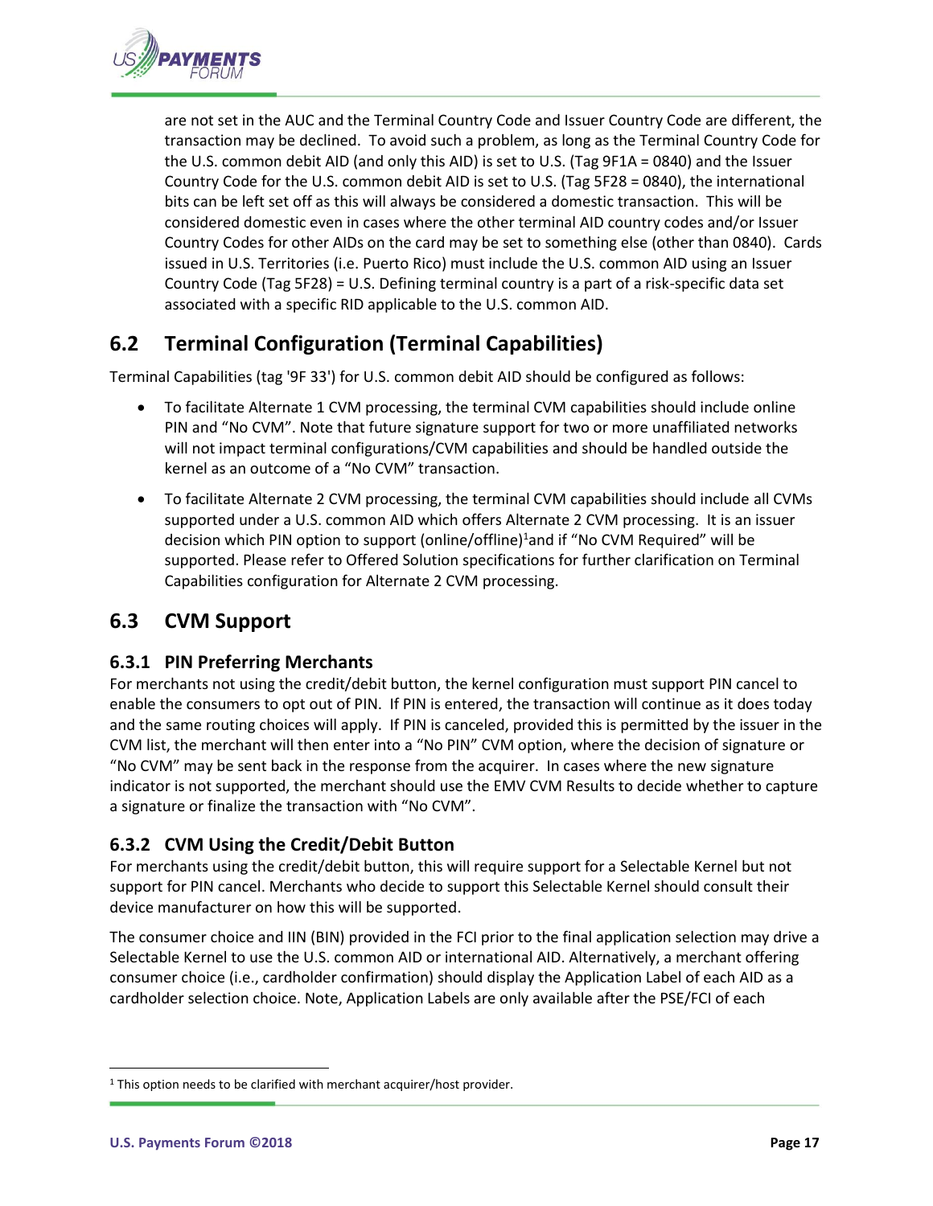are not set in the AUC and the Terminal Country Code and Issuer Country Code are different, the transaction may be declined. To avoid such a problem, as long as the Terminal Country Code for the U.S. common debit AID (and only this AID) is set to U.S. (Tag 9F1A = 0840) and the Issuer Country Code for the U.S. common debit AID is set to U.S. (Tag 5F28 = 0840), the international bits can be left set off as this will always be considered a domestic transaction. This will be considered domestic even in cases where the other terminal AID country codes and/or Issuer Country Codes for other AIDs on the card may be set to something else (other than 0840). Cards issued in U.S. Territories (i.e. Puerto Rico) must include the U.S. common AID using an Issuer Country Code (Tag 5F28) = U.S. Defining terminal country is a part of a risk-specific data set associated with a specific RID applicable to the U.S. common AID.

## 6.2 Terminal Configuration (Terminal Capabilities)

Terminal Capabilities (tag '9F 33') for U.S. common debit AID should be configured as follows:

- To facilitate Alternate 1 CVM processing, the terminal CVM capabilities should include online PIN and "No CVM". Note that future signature support for two or more unaffiliated networks will not impact terminal configurations/CVM capabilities and should be handled outside the kernel as an outcome of a "No CVM" transaction.
- To facilitate Alternate 2 CVM processing, the terminal CVM capabilities should include all CVMs supported under a U.S. common AID which offers Alternate 2 CVM processing. It is an issuer decision which PIN option to support (online/offline)[1]and if "No CVM Required" will be supported. Please refer to Offered Solution specifications for further clarification on Terminal Capabilities configuration for Alternate 2 CVM processing.

## 6.3 CVM Support

### 6.3.1 PIN Preferring Merchants

For merchants not using the credit/debit button, the kernel configuration must support PIN cancel to enable the consumers to opt out of PIN. If PIN is entered, the transaction will continue as it does today and the same routing choices will apply. If PIN is canceled, provided this is permitted by the issuer in the CVM list, the merchant will then enter into a "No PIN" CVM option, where the decision of signature or "No CVM" may be sent back in the response from the acquirer. In cases where the new signature indicator is not supported, the merchant should use the EMV CVM Results to decide whether to capture a signature or finalize the transaction with "No CVM".

### 6.3.2 CVM Using the Credit/Debit Button

For merchants using the credit/debit button, this will require support for a Selectable Kernel but not support for PIN cancel. Merchants who decide to support this Selectable Kernel should consult their device manufacturer on how this will be supported.

The consumer choice and IIN (BIN) provided in the FCI prior to the final application selection may drive a Selectable Kernel to use the U.S. common AID or international AID. Alternatively, a merchant offering consumer choice (i.e., cardholder confirmation) should display the Application Label of each AID as a cardholder selection choice. Note, Application Labels are only available after the PSE/FCI of each

[1] This option needs to be clarified with merchant acquirer/host provider.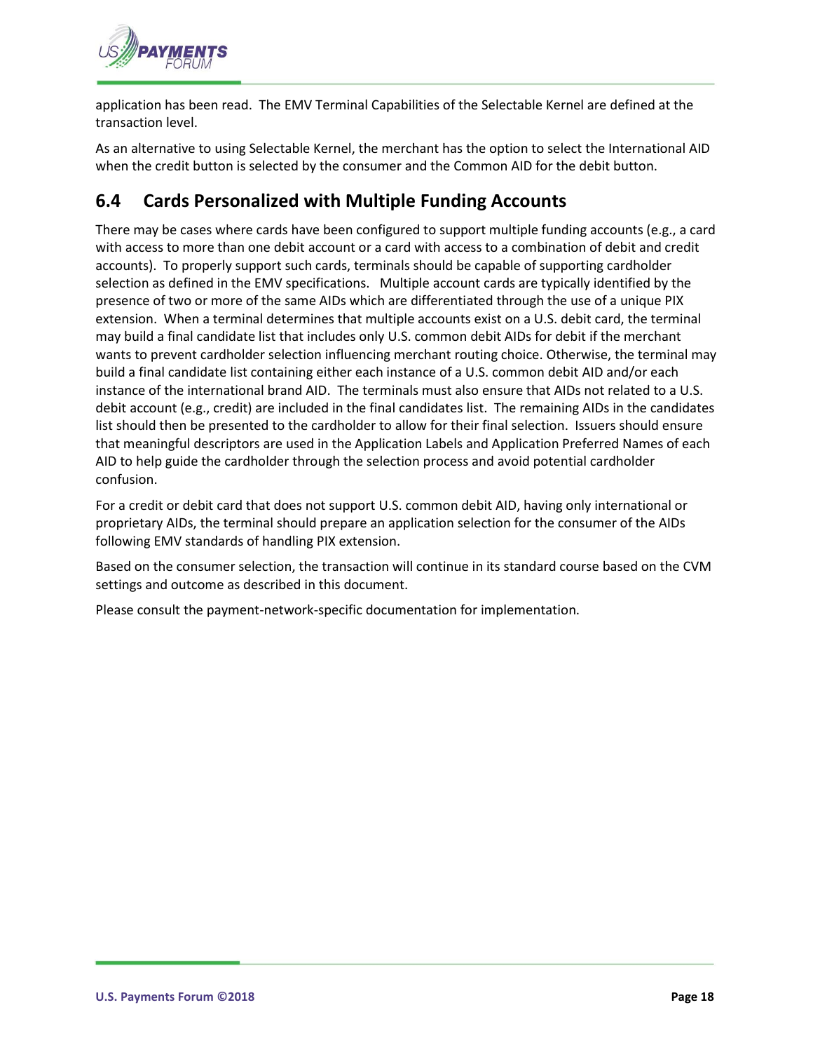application has been read. The EMV Terminal Capabilities of the Selectable Kernel are defined at the transaction level.

As an alternative to using Selectable Kernel, the merchant has the option to select the International AID when the credit button is selected by the consumer and the Common AID for the debit button.

## 6.4 Cards Personalized with Multiple Funding Accounts

There may be cases where cards have been configured to support multiple funding accounts (e.g., a card with access to more than one debit account or a card with access to a combination of debit and credit accounts). To properly support such cards, terminals should be capable of supporting cardholder selection as defined in the EMV specifications. Multiple account cards are typically identified by the presence of two or more of the same AIDs which are differentiated through the use of a unique PIX extension. When a terminal determines that multiple accounts exist on a U.S. debit card, the terminal may build a final candidate list that includes only U.S. common debit AIDs for debit if the merchant wants to prevent cardholder selection influencing merchant routing choice. Otherwise, the terminal may build a final candidate list containing either each instance of a U.S. common debit AID and/or each instance of the international brand AID. The terminals must also ensure that AIDs not related to a U.S. debit account (e.g., credit) are included in the final candidates list. The remaining AIDs in the candidates list should then be presented to the cardholder to allow for their final selection. Issuers should ensure that meaningful descriptors are used in the Application Labels and Application Preferred Names of each AID to help guide the cardholder through the selection process and avoid potential cardholder confusion.

For a credit or debit card that does not support U.S. common debit AID, having only international or proprietary AIDs, the terminal should prepare an application selection for the consumer of the AIDs following EMV standards of handling PIX extension.

Based on the consumer selection, the transaction will continue in its standard course based on the CVM settings and outcome as described in this document.

Please consult the payment-network-specific documentation for implementation.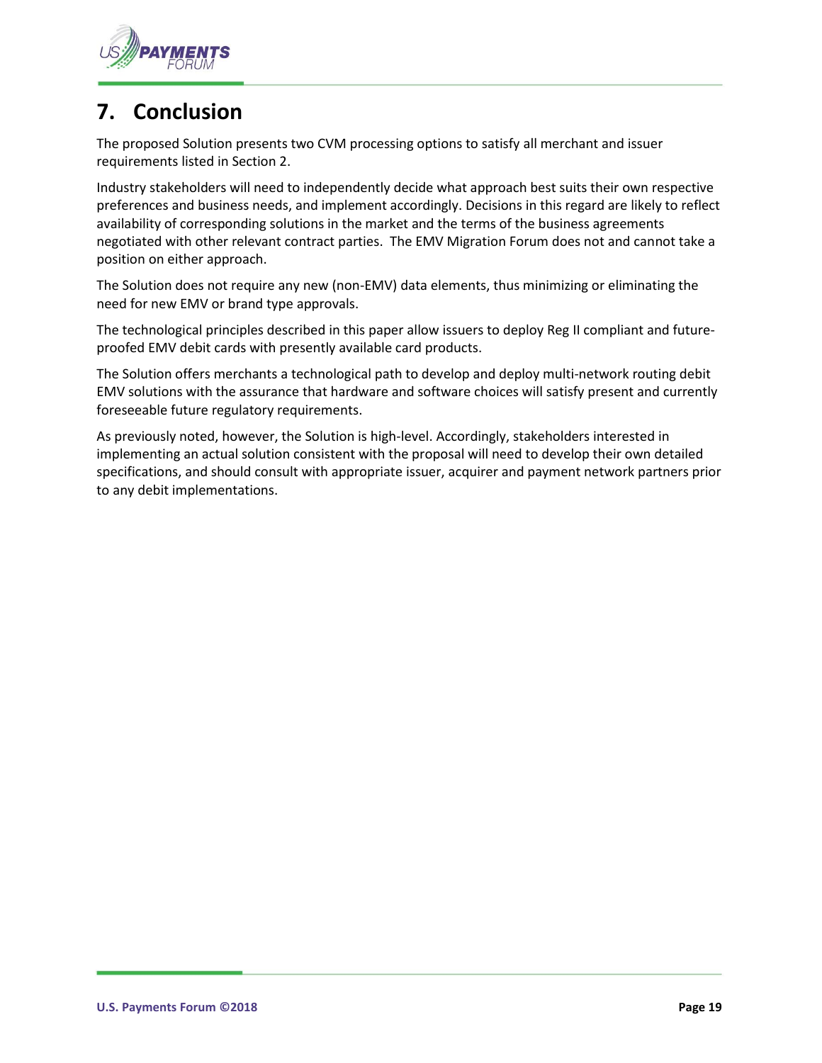# 7. Conclusion

The proposed Solution presents two CVM processing options to satisfy all merchant and issuer requirements listed in Section 2.

Industry stakeholders will need to independently decide what approach best suits their own respective preferences and business needs, and implement accordingly. Decisions in this regard are likely to reflect availability of corresponding solutions in the market and the terms of the business agreements negotiated with other relevant contract parties. The EMV Migration Forum does not and cannot take a position on either approach.

The Solution does not require any new (non-EMV) data elements, thus minimizing or eliminating the need for new EMV or brand type approvals.

The technological principles described in this paper allow issuers to deploy Reg II compliant and future-proofed EMV debit cards with presently available card products.

The Solution offers merchants a technological path to develop and deploy multi-network routing debit EMV solutions with the assurance that hardware and software choices will satisfy present and currently foreseeable future regulatory requirements.

As previously noted, however, the Solution is high-level. Accordingly, stakeholders interested in implementing an actual solution consistent with the proposal will need to develop their own detailed specifications, and should consult with appropriate issuer, acquirer and payment network partners prior to any debit implementations.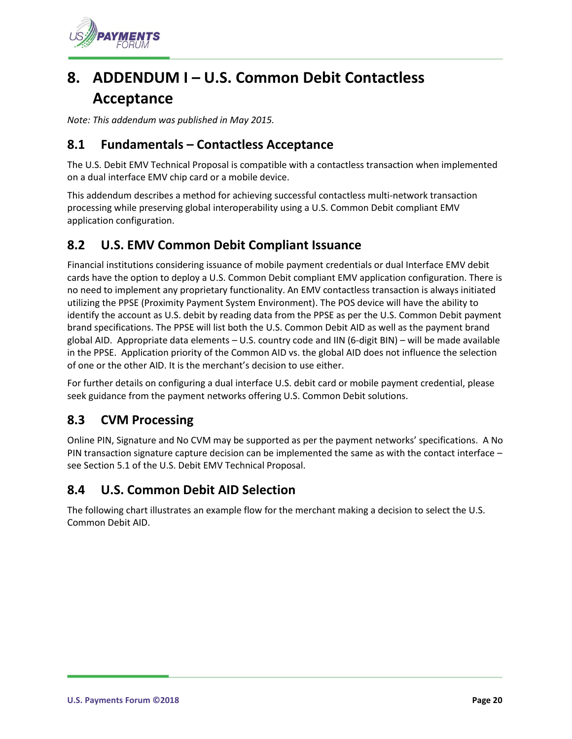# 8. ADDENDUM I – U.S. Common Debit Contactless Acceptance

*Note: This addendum was published in May 2015.*

## 8.1 Fundamentals – Contactless Acceptance

The U.S. Debit EMV Technical Proposal is compatible with a contactless transaction when implemented on a dual interface EMV chip card or a mobile device.

This addendum describes a method for achieving successful contactless multi-network transaction processing while preserving global interoperability using a U.S. Common Debit compliant EMV application configuration.

## 8.2 U.S. EMV Common Debit Compliant Issuance

Financial institutions considering issuance of mobile payment credentials or dual Interface EMV debit cards have the option to deploy a U.S. Common Debit compliant EMV application configuration. There is no need to implement any proprietary functionality. An EMV contactless transaction is always initiated utilizing the PPSE (Proximity Payment System Environment). The POS device will have the ability to identify the account as U.S. debit by reading data from the PPSE as per the U.S. Common Debit payment brand specifications. The PPSE will list both the U.S. Common Debit AID as well as the payment brand global AID. Appropriate data elements – U.S. country code and IIN (6-digit BIN) – will be made available in the PPSE. Application priority of the Common AID vs. the global AID does not influence the selection of one or the other AID. It is the merchant's decision to use either.

For further details on configuring a dual interface U.S. debit card or mobile payment credential, please seek guidance from the payment networks offering U.S. Common Debit solutions.

## 8.3 CVM Processing

Online PIN, Signature and No CVM may be supported as per the payment networks' specifications. A No PIN transaction signature capture decision can be implemented the same as with the contact interface – see Section 5.1 of the U.S. Debit EMV Technical Proposal.

## 8.4 U.S. Common Debit AID Selection

The following chart illustrates an example flow for the merchant making a decision to select the U.S. Common Debit AID.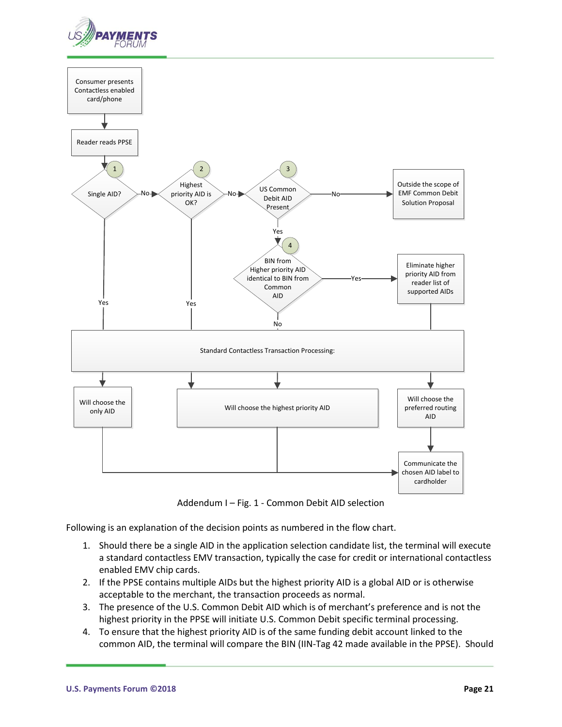Addendum I – Fig. 1 - Common Debit AID selection

Following is an explanation of the decision points as numbered in the flow chart.

1. Should there be a single AID in the application selection candidate list, the terminal will execute a standard contactless EMV transaction, typically the case for credit or international contactless enabled EMV chip cards.
2. If the PPSE contains multiple AIDs but the highest priority AID is a global AID or is otherwise acceptable to the merchant, the transaction proceeds as normal.
3. The presence of the U.S. Common Debit AID which is of merchant's preference and is not the highest priority in the PPSE will initiate U.S. Common Debit specific terminal processing.
4. To ensure that the highest priority AID is of the same funding debit account linked to the common AID, the terminal will compare the BIN (IIN-Tag 42 made available in the PPSE). Should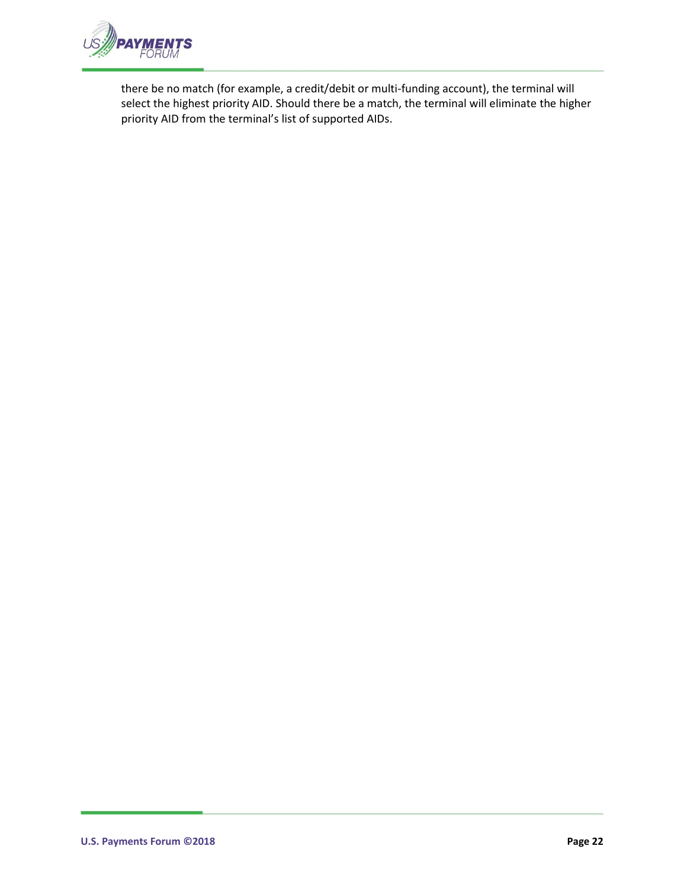there be no match (for example, a credit/debit or multi-funding account), the terminal will select the highest priority AID. Should there be a match, the terminal will eliminate the higher priority AID from the terminal's list of supported AIDs.